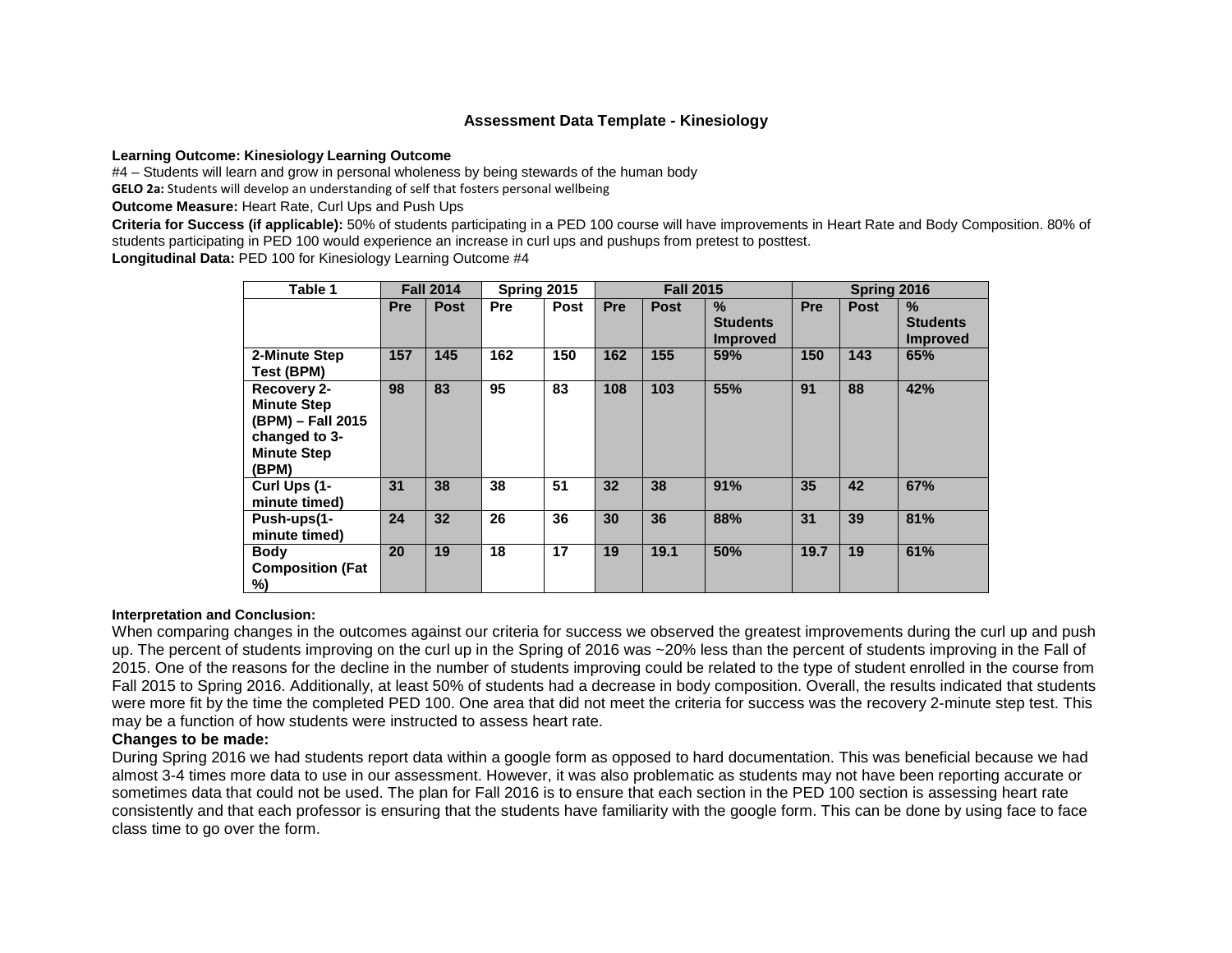# Assessment Data Template - Kinesiology

**Learning Outcome: Kinesiology Learning Outcome**

#4 – Students will learn and grow in personal wholeness by being stewards of the human body

**GELO 2a:** Students will develop an understanding of self that fosters personal wellbeing

**Outcome Measure:** Heart Rate, Curl Ups and Push Ups

**Criteria for Success (if applicable):** 50% of students participating in a PED 100 course will have improvements in Heart Rate and Body Composition. 80% of students participating in PED 100 would experience an increase in curl ups and pushups from pretest to posttest.

**Longitudinal Data:** PED 100 for Kinesiology Learning Outcome #4

| Table 1 | Fall 2014 | | Spring 2015 | | Fall 2015 | | | Spring 2016 | | |
|---|---|---|---|---|---|---|---|---|---|---|
| | Pre | Post | Pre | Post | Pre | Post | % Students Improved | Pre | Post | % Students Improved |
| 2-Minute Step Test (BPM) | 157 | 145 | 162 | 150 | 162 | 155 | 59% | 150 | 143 | 65% |
| Recovery 2-Minute Step (BPM) – Fall 2015 changed to 3-Minute Step (BPM) | 98 | 83 | 95 | 83 | 108 | 103 | 55% | 91 | 88 | 42% |
| Curl Ups (1-minute timed) | 31 | 38 | 38 | 51 | 32 | 38 | 91% | 35 | 42 | 67% |
| Push-ups(1-minute timed) | 24 | 32 | 26 | 36 | 30 | 36 | 88% | 31 | 39 | 81% |
| Body Composition (Fat %) | 20 | 19 | 18 | 17 | 19 | 19.1 | 50% | 19.7 | 19 | 61% |

**Interpretation and Conclusion:**

When comparing changes in the outcomes against our criteria for success we observed the greatest improvements during the curl up and push up. The percent of students improving on the curl up in the Spring of 2016 was ~20% less than the percent of students improving in the Fall of 2015. One of the reasons for the decline in the number of students improving could be related to the type of student enrolled in the course from Fall 2015 to Spring 2016. Additionally, at least 50% of students had a decrease in body composition. Overall, the results indicated that students were more fit by the time the completed PED 100. One area that did not meet the criteria for success was the recovery 2-minute step test. This may be a function of how students were instructed to assess heart rate.

**Changes to be made:**

During Spring 2016 we had students report data within a google form as opposed to hard documentation. This was beneficial because we had almost 3-4 times more data to use in our assessment. However, it was also problematic as students may not have been reporting accurate or sometimes data that could not be used. The plan for Fall 2016 is to ensure that each section in the PED 100 section is assessing heart rate consistently and that each professor is ensuring that the students have familiarity with the google form. This can be done by using face to face class time to go over the form.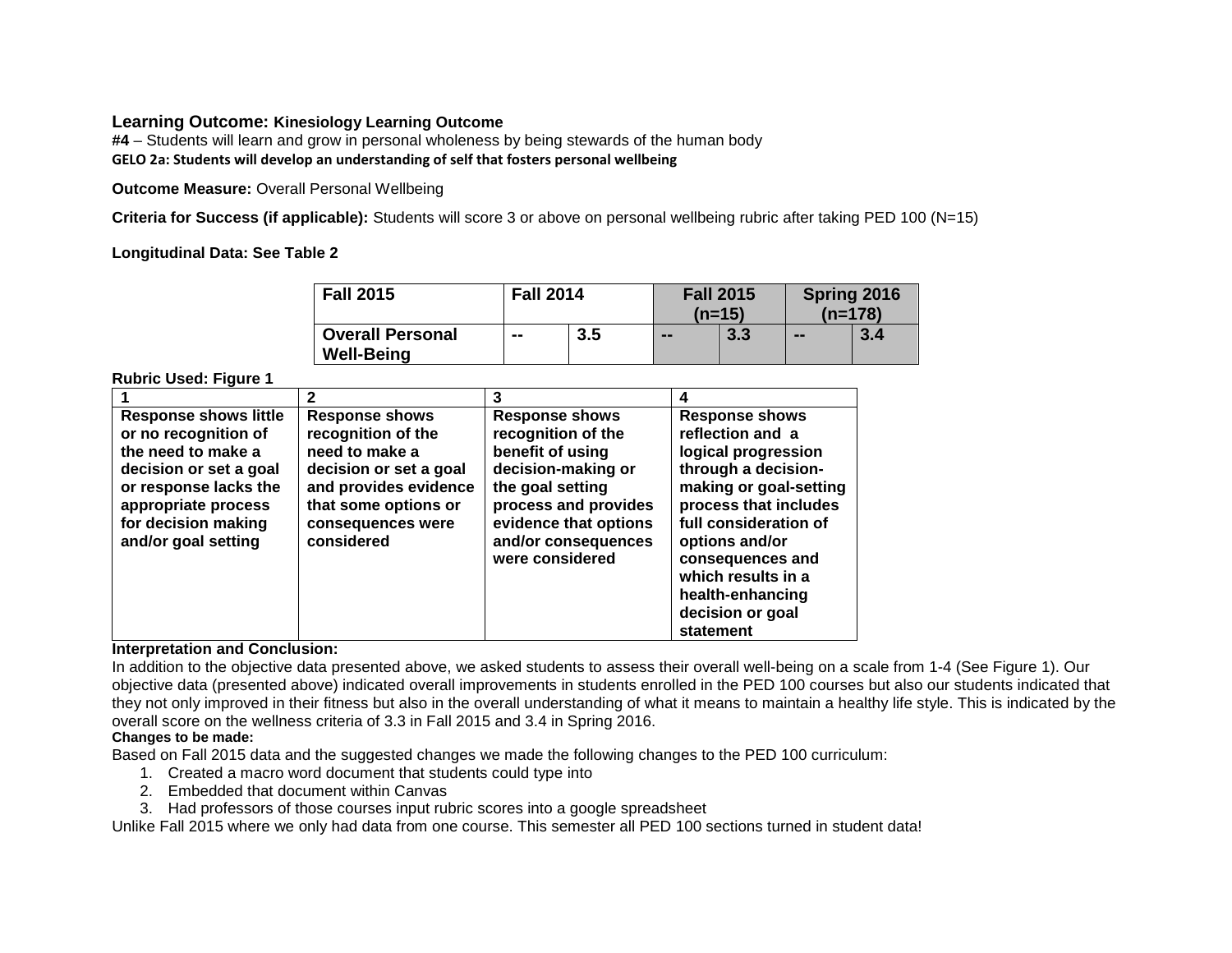**Learning Outcome:** **Kinesiology Learning Outcome**
**#4** – Students will learn and grow in personal wholeness by being stewards of the human body
**GELO 2a: Students will develop an understanding of self that fosters personal wellbeing**

**Outcome Measure:** Overall Personal Wellbeing

**Criteria for Success (if applicable):** Students will score 3 or above on personal wellbeing rubric after taking PED 100 (N=15)

**Longitudinal Data: See Table 2**

| Fall 2015 | Fall 2014 | | Fall 2015 (n=15) | | Spring 2016 (n=178) | |
|---|---|---|---|---|---|---|
| Overall Personal Well-Being | -- | 3.5 | -- | 3.3 | -- | 3.4 |

**Rubric Used: Figure 1**

| 1 | 2 | 3 | 4 |
|---|---|---|---|
| Response shows little or no recognition of the need to make a decision or set a goal or response lacks the appropriate process for decision making and/or goal setting | Response shows recognition of the need to make a decision or set a goal and provides evidence that some options or consequences were considered | Response shows recognition of the benefit of using decision-making or the goal setting process and provides evidence that options and/or consequences were considered | Response shows reflection and a logical progression through a decision-making or goal-setting process that includes full consideration of options and/or consequences and which results in a health-enhancing decision or goal statement |

**Interpretation and Conclusion:**
In addition to the objective data presented above, we asked students to assess their overall well-being on a scale from 1-4 (See Figure 1). Our objective data (presented above) indicated overall improvements in students enrolled in the PED 100 courses but also our students indicated that they not only improved in their fitness but also in the overall understanding of what it means to maintain a healthy life style. This is indicated by the overall score on the wellness criteria of 3.3 in Fall 2015 and 3.4 in Spring 2016.

**Changes to be made:**
Based on Fall 2015 data and the suggested changes we made the following changes to the PED 100 curriculum:

1. Created a macro word document that students could type into
2. Embedded that document within Canvas
3. Had professors of those courses input rubric scores into a google spreadsheet

Unlike Fall 2015 where we only had data from one course. This semester all PED 100 sections turned in student data!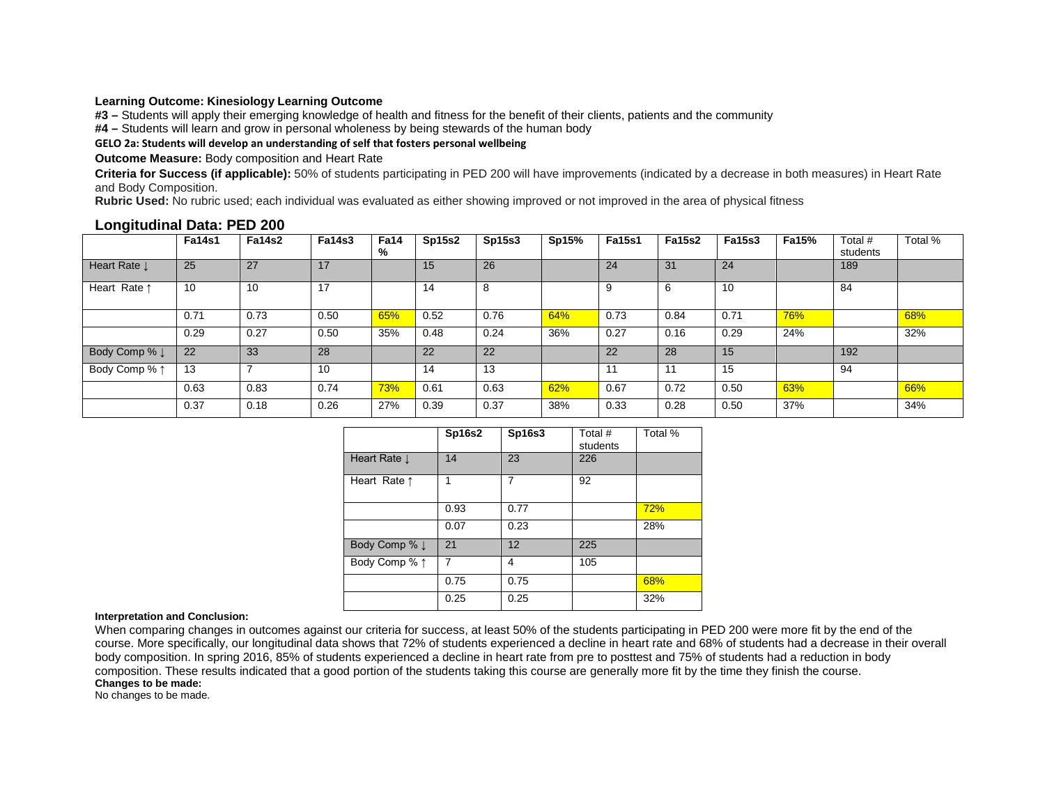**Learning Outcome: Kinesiology Learning Outcome**

**#3 –** Students will apply their emerging knowledge of health and fitness for the benefit of their clients, patients and the community

**#4 –** Students will learn and grow in personal wholeness by being stewards of the human body

**GELO 2a: Students will develop an understanding of self that fosters personal wellbeing**

**Outcome Measure:** Body composition and Heart Rate

**Criteria for Success (if applicable):** 50% of students participating in PED 200 will have improvements (indicated by a decrease in both measures) in Heart Rate and Body Composition.

**Rubric Used:** No rubric used; each individual was evaluated as either showing improved or not improved in the area of physical fitness

## Longitudinal Data: PED 200

| | Fa14s1 | Fa14s2 | Fa14s3 | Fa14 % | Sp15s2 | Sp15s3 | Sp15% | Fa15s1 | Fa15s2 | Fa15s3 | Fa15% | Total # students | Total % |
|---|---|---|---|---|---|---|---|---|---|---|---|---|---|
| Heart Rate ↓ | 25 | 27 | 17 | | 15 | 26 | | 24 | 31 | 24 | | 189 | |
| Heart Rate ↑ | 10 | 10 | 17 | | 14 | 8 | | 9 | 6 | 10 | | 84 | |
| | 0.71 | 0.73 | 0.50 | 65% | 0.52 | 0.76 | 64% | 0.73 | 0.84 | 0.71 | 76% | | 68% |
| | 0.29 | 0.27 | 0.50 | 35% | 0.48 | 0.24 | 36% | 0.27 | 0.16 | 0.29 | 24% | | 32% |
| Body Comp % ↓ | 22 | 33 | 28 | | 22 | 22 | | 22 | 28 | 15 | | 192 | |
| Body Comp % ↑ | 13 | 7 | 10 | | 14 | 13 | | 11 | 11 | 15 | | 94 | |
| | 0.63 | 0.83 | 0.74 | 73% | 0.61 | 0.63 | 62% | 0.67 | 0.72 | 0.50 | 63% | | 66% |
| | 0.37 | 0.18 | 0.26 | 27% | 0.39 | 0.37 | 38% | 0.33 | 0.28 | 0.50 | 37% | | 34% |

| | Sp16s2 | Sp16s3 | Total # students | Total % |
|---|---|---|---|---|
| Heart Rate ↓ | 14 | 23 | 226 | |
| Heart Rate ↑ | 1 | 7 | 92 | |
| | 0.93 | 0.77 | | 72% |
| | 0.07 | 0.23 | | 28% |
| Body Comp % ↓ | 21 | 12 | 225 | |
| Body Comp % ↑ | 7 | 4 | 105 | |
| | 0.75 | 0.75 | | 68% |
| | 0.25 | 0.25 | | 32% |

**Interpretation and Conclusion:**

When comparing changes in outcomes against our criteria for success, at least 50% of the students participating in PED 200 were more fit by the end of the course. More specifically, our longitudinal data shows that 72% of students experienced a decline in heart rate and 68% of students had a decrease in their overall body composition. In spring 2016, 85% of students experienced a decline in heart rate from pre to posttest and 75% of students had a reduction in body composition. These results indicated that a good portion of the students taking this course are generally more fit by the time they finish the course.

**Changes to be made:**

No changes to be made.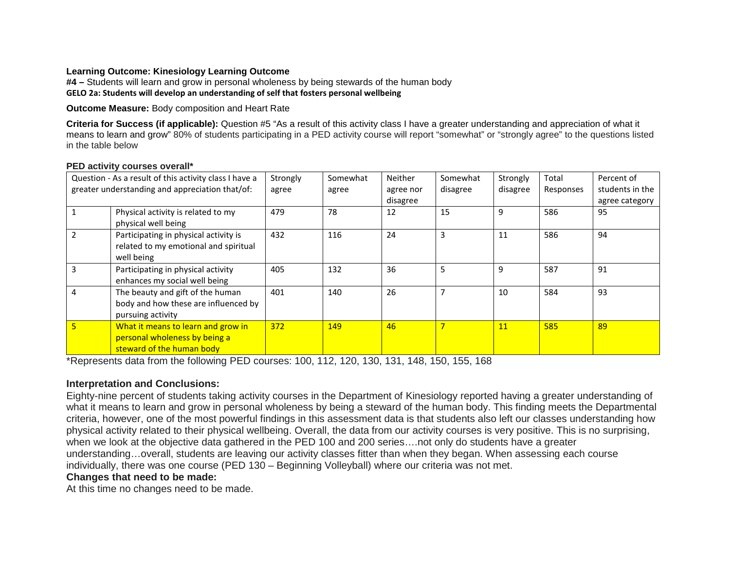**Learning Outcome: Kinesiology Learning Outcome**

**#4 –** Students will learn and grow in personal wholeness by being stewards of the human body

**GELO 2a: Students will develop an understanding of self that fosters personal wellbeing**

**Outcome Measure:** Body composition and Heart Rate

**Criteria for Success (if applicable):** Question #5 "As a result of this activity class I have a greater understanding and appreciation of what it means to learn and grow" 80% of students participating in a PED activity course will report "somewhat" or "strongly agree" to the questions listed in the table below

**PED activity courses overall***

| Question - As a result of this activity class I have a greater understanding and appreciation that/of: | | Strongly agree | Somewhat agree | Neither agree nor disagree | Somewhat disagree | Strongly disagree | Total Responses | Percent of students in the agree category |
|---|---|---|---|---|---|---|---|---|
| 1 | Physical activity is related to my physical well being | 479 | 78 | 12 | 15 | 9 | 586 | 95 |
| 2 | Participating in physical activity is related to my emotional and spiritual well being | 432 | 116 | 24 | 3 | 11 | 586 | 94 |
| 3 | Participating in physical activity enhances my social well being | 405 | 132 | 36 | 5 | 9 | 587 | 91 |
| 4 | The beauty and gift of the human body and how these are influenced by pursuing activity | 401 | 140 | 26 | 7 | 10 | 584 | 93 |
| 5 | What it means to learn and grow in personal wholeness by being a steward of the human body | 372 | 149 | 46 | 7 | 11 | 585 | 89 |

*Represents data from the following PED courses: 100, 112, 120, 130, 131, 148, 150, 155, 168

### Interpretation and Conclusions:

Eighty-nine percent of students taking activity courses in the Department of Kinesiology reported having a greater understanding of what it means to learn and grow in personal wholeness by being a steward of the human body. This finding meets the Departmental criteria, however, one of the most powerful findings in this assessment data is that students also left our classes understanding how physical activity related to their physical wellbeing. Overall, the data from our activity courses is very positive. This is no surprising, when we look at the objective data gathered in the PED 100 and 200 series….not only do students have a greater understanding…overall, students are leaving our activity classes fitter than when they began. When assessing each course individually, there was one course (PED 130 – Beginning Volleyball) where our criteria was not met.

### Changes that need to be made:

At this time no changes need to be made.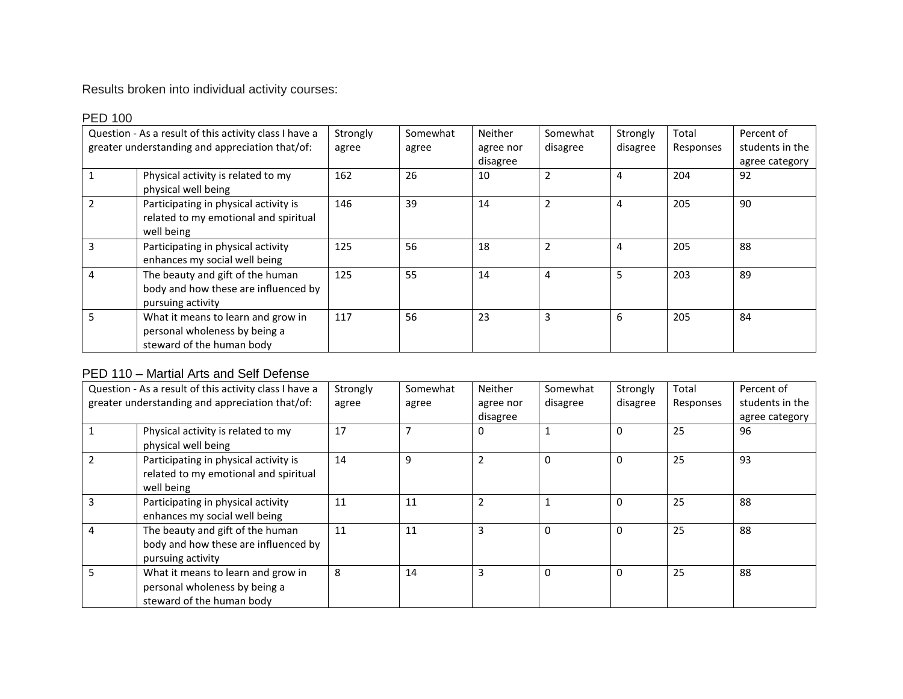Results broken into individual activity courses:

## PED 100

| Question - As a result of this activity class I have a greater understanding and appreciation that/of: | | Strongly agree | Somewhat agree | Neither agree nor disagree | Somewhat disagree | Strongly disagree | Total Responses | Percent of students in the agree category |
|---|---|---|---|---|---|---|---|---|
| 1 | Physical activity is related to my physical well being | 162 | 26 | 10 | 2 | 4 | 204 | 92 |
| 2 | Participating in physical activity is related to my emotional and spiritual well being | 146 | 39 | 14 | 2 | 4 | 205 | 90 |
| 3 | Participating in physical activity enhances my social well being | 125 | 56 | 18 | 2 | 4 | 205 | 88 |
| 4 | The beauty and gift of the human body and how these are influenced by pursuing activity | 125 | 55 | 14 | 4 | 5 | 203 | 89 |
| 5 | What it means to learn and grow in personal wholeness by being a steward of the human body | 117 | 56 | 23 | 3 | 6 | 205 | 84 |

## PED 110 – Martial Arts and Self Defense

| Question - As a result of this activity class I have a greater understanding and appreciation that/of: | | Strongly agree | Somewhat agree | Neither agree nor disagree | Somewhat disagree | Strongly disagree | Total Responses | Percent of students in the agree category |
|---|---|---|---|---|---|---|---|---|
| 1 | Physical activity is related to my physical well being | 17 | 7 | 0 | 1 | 0 | 25 | 96 |
| 2 | Participating in physical activity is related to my emotional and spiritual well being | 14 | 9 | 2 | 0 | 0 | 25 | 93 |
| 3 | Participating in physical activity enhances my social well being | 11 | 11 | 2 | 1 | 0 | 25 | 88 |
| 4 | The beauty and gift of the human body and how these are influenced by pursuing activity | 11 | 11 | 3 | 0 | 0 | 25 | 88 |
| 5 | What it means to learn and grow in personal wholeness by being a steward of the human body | 8 | 14 | 3 | 0 | 0 | 25 | 88 |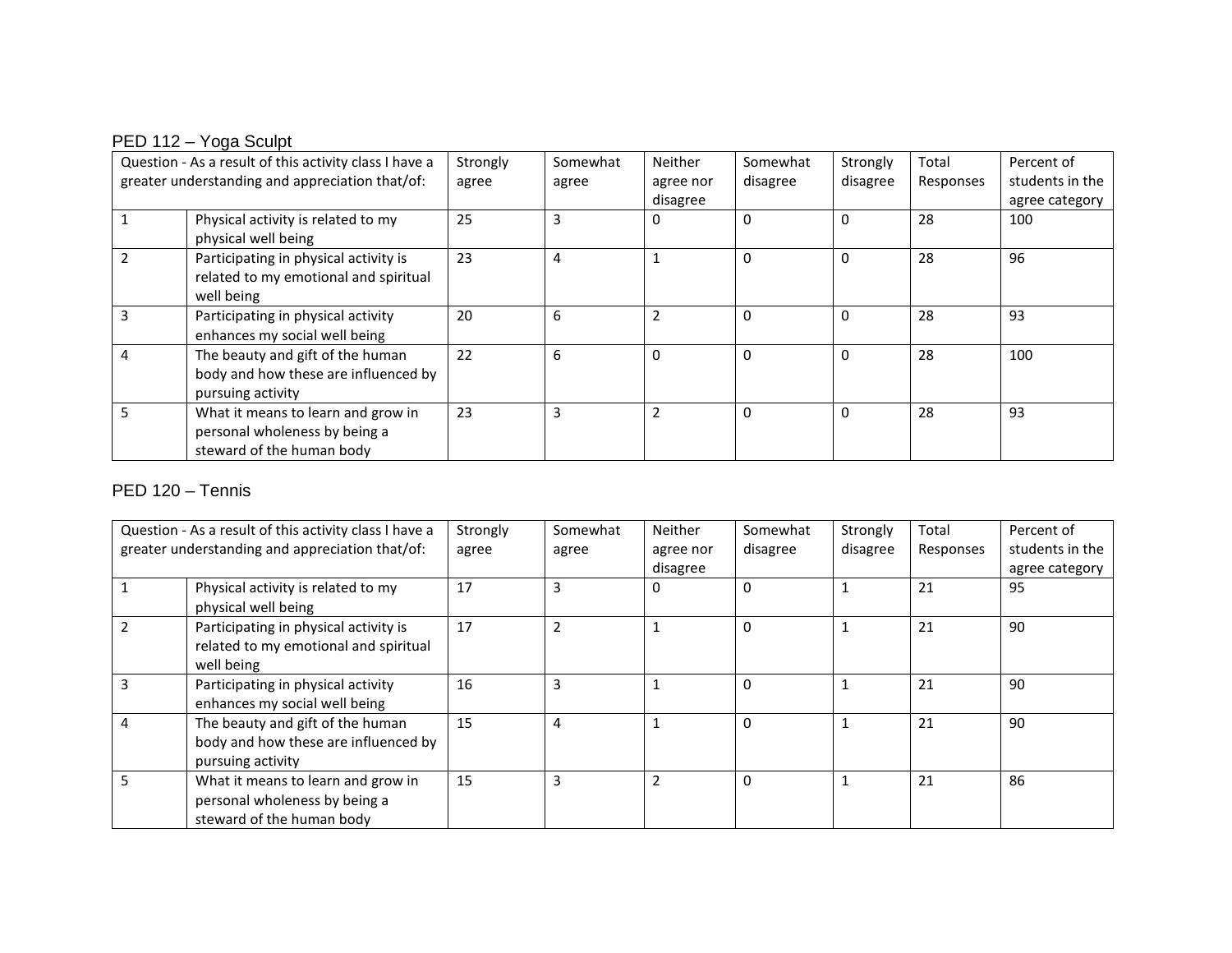## PED 112 – Yoga Sculpt

| Question - As a result of this activity class I have a greater understanding and appreciation that/of: | | Strongly agree | Somewhat agree | Neither agree nor disagree | Somewhat disagree | Strongly disagree | Total Responses | Percent of students in the agree category |
|---|---|---|---|---|---|---|---|---|
| 1 | Physical activity is related to my physical well being | 25 | 3 | 0 | 0 | 0 | 28 | 100 |
| 2 | Participating in physical activity is related to my emotional and spiritual well being | 23 | 4 | 1 | 0 | 0 | 28 | 96 |
| 3 | Participating in physical activity enhances my social well being | 20 | 6 | 2 | 0 | 0 | 28 | 93 |
| 4 | The beauty and gift of the human body and how these are influenced by pursuing activity | 22 | 6 | 0 | 0 | 0 | 28 | 100 |
| 5 | What it means to learn and grow in personal wholeness by being a steward of the human body | 23 | 3 | 2 | 0 | 0 | 28 | 93 |

## PED 120 – Tennis

| Question - As a result of this activity class I have a greater understanding and appreciation that/of: | | Strongly agree | Somewhat agree | Neither agree nor disagree | Somewhat disagree | Strongly disagree | Total Responses | Percent of students in the agree category |
|---|---|---|---|---|---|---|---|---|
| 1 | Physical activity is related to my physical well being | 17 | 3 | 0 | 0 | 1 | 21 | 95 |
| 2 | Participating in physical activity is related to my emotional and spiritual well being | 17 | 2 | 1 | 0 | 1 | 21 | 90 |
| 3 | Participating in physical activity enhances my social well being | 16 | 3 | 1 | 0 | 1 | 21 | 90 |
| 4 | The beauty and gift of the human body and how these are influenced by pursuing activity | 15 | 4 | 1 | 0 | 1 | 21 | 90 |
| 5 | What it means to learn and grow in personal wholeness by being a steward of the human body | 15 | 3 | 2 | 0 | 1 | 21 | 86 |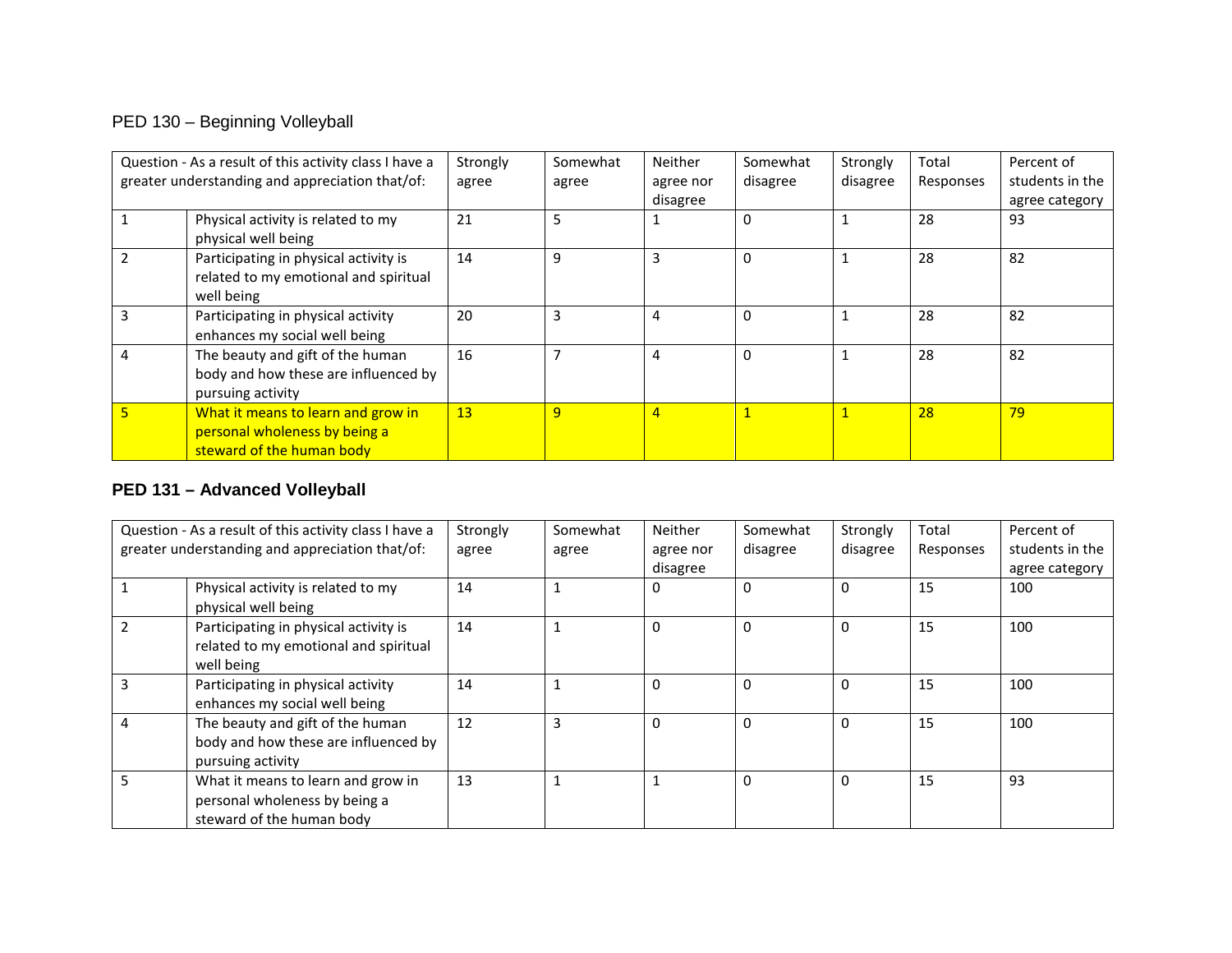PED 130 – Beginning Volleyball

| Question - As a result of this activity class I have a greater understanding and appreciation that/of: | | Strongly agree | Somewhat agree | Neither agree nor disagree | Somewhat disagree | Strongly disagree | Total Responses | Percent of students in the agree category |
|---|---|---|---|---|---|---|---|---|
| 1 | Physical activity is related to my physical well being | 21 | 5 | 1 | 0 | 1 | 28 | 93 |
| 2 | Participating in physical activity is related to my emotional and spiritual well being | 14 | 9 | 3 | 0 | 1 | 28 | 82 |
| 3 | Participating in physical activity enhances my social well being | 20 | 3 | 4 | 0 | 1 | 28 | 82 |
| 4 | The beauty and gift of the human body and how these are influenced by pursuing activity | 16 | 7 | 4 | 0 | 1 | 28 | 82 |
| 5 | What it means to learn and grow in personal wholeness by being a steward of the human body | 13 | 9 | 4 | 1 | 1 | 28 | 79 |

**PED 131 – Advanced Volleyball**

| Question - As a result of this activity class I have a greater understanding and appreciation that/of: | | Strongly agree | Somewhat agree | Neither agree nor disagree | Somewhat disagree | Strongly disagree | Total Responses | Percent of students in the agree category |
|---|---|---|---|---|---|---|---|---|
| 1 | Physical activity is related to my physical well being | 14 | 1 | 0 | 0 | 0 | 15 | 100 |
| 2 | Participating in physical activity is related to my emotional and spiritual well being | 14 | 1 | 0 | 0 | 0 | 15 | 100 |
| 3 | Participating in physical activity enhances my social well being | 14 | 1 | 0 | 0 | 0 | 15 | 100 |
| 4 | The beauty and gift of the human body and how these are influenced by pursuing activity | 12 | 3 | 0 | 0 | 0 | 15 | 100 |
| 5 | What it means to learn and grow in personal wholeness by being a steward of the human body | 13 | 1 | 1 | 0 | 0 | 15 | 93 |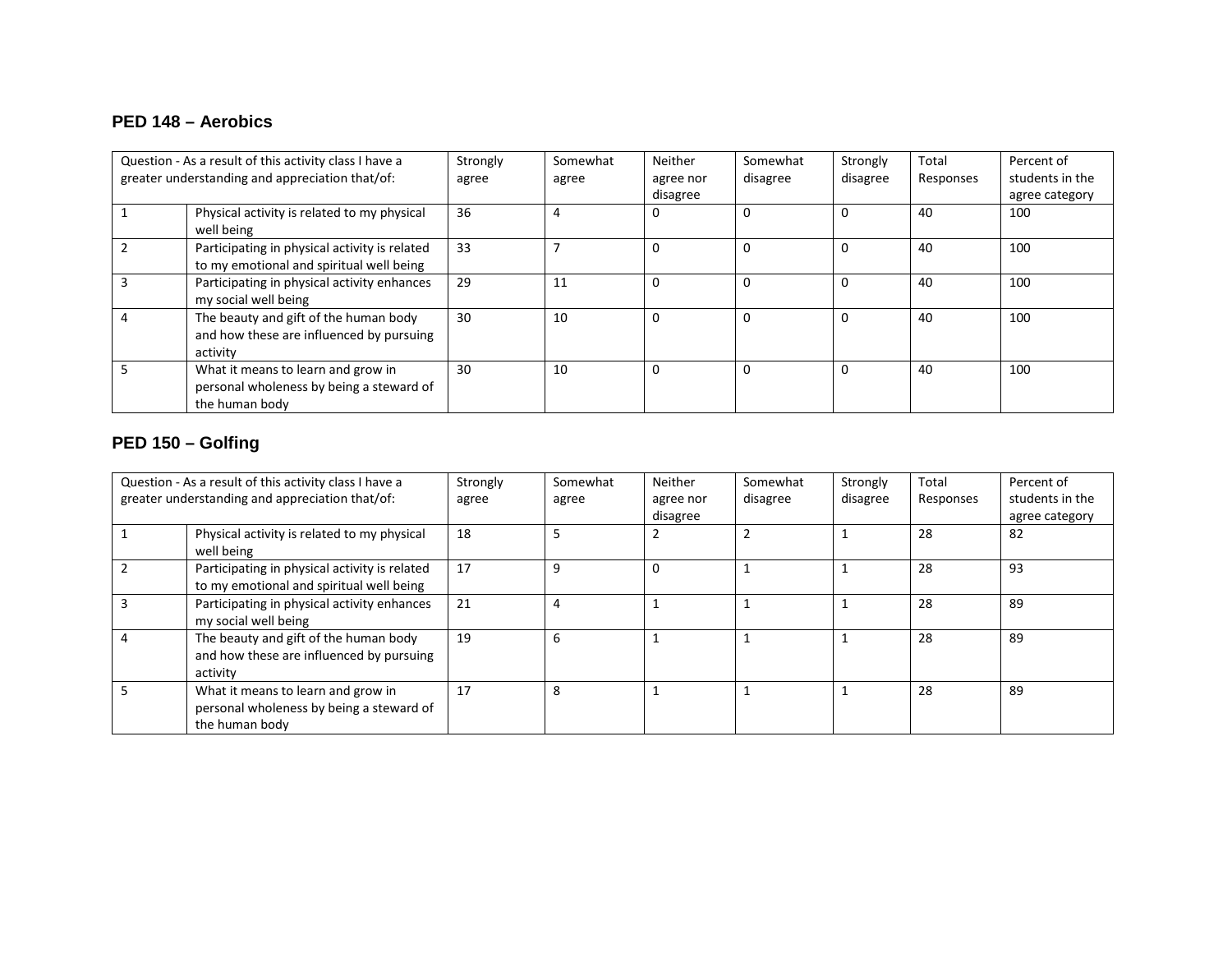## PED 148 – Aerobics

| Question - As a result of this activity class I have a greater understanding and appreciation that/of: | | Strongly agree | Somewhat agree | Neither agree nor disagree | Somewhat disagree | Strongly disagree | Total Responses | Percent of students in the agree category |
|---|---|---|---|---|---|---|---|---|
| 1 | Physical activity is related to my physical well being | 36 | 4 | 0 | 0 | 0 | 40 | 100 |
| 2 | Participating in physical activity is related to my emotional and spiritual well being | 33 | 7 | 0 | 0 | 0 | 40 | 100 |
| 3 | Participating in physical activity enhances my social well being | 29 | 11 | 0 | 0 | 0 | 40 | 100 |
| 4 | The beauty and gift of the human body and how these are influenced by pursuing activity | 30 | 10 | 0 | 0 | 0 | 40 | 100 |
| 5 | What it means to learn and grow in personal wholeness by being a steward of the human body | 30 | 10 | 0 | 0 | 0 | 40 | 100 |

## PED 150 – Golfing

| Question - As a result of this activity class I have a greater understanding and appreciation that/of: | | Strongly agree | Somewhat agree | Neither agree nor disagree | Somewhat disagree | Strongly disagree | Total Responses | Percent of students in the agree category |
|---|---|---|---|---|---|---|---|---|
| 1 | Physical activity is related to my physical well being | 18 | 5 | 2 | 2 | 1 | 28 | 82 |
| 2 | Participating in physical activity is related to my emotional and spiritual well being | 17 | 9 | 0 | 1 | 1 | 28 | 93 |
| 3 | Participating in physical activity enhances my social well being | 21 | 4 | 1 | 1 | 1 | 28 | 89 |
| 4 | The beauty and gift of the human body and how these are influenced by pursuing activity | 19 | 6 | 1 | 1 | 1 | 28 | 89 |
| 5 | What it means to learn and grow in personal wholeness by being a steward of the human body | 17 | 8 | 1 | 1 | 1 | 28 | 89 |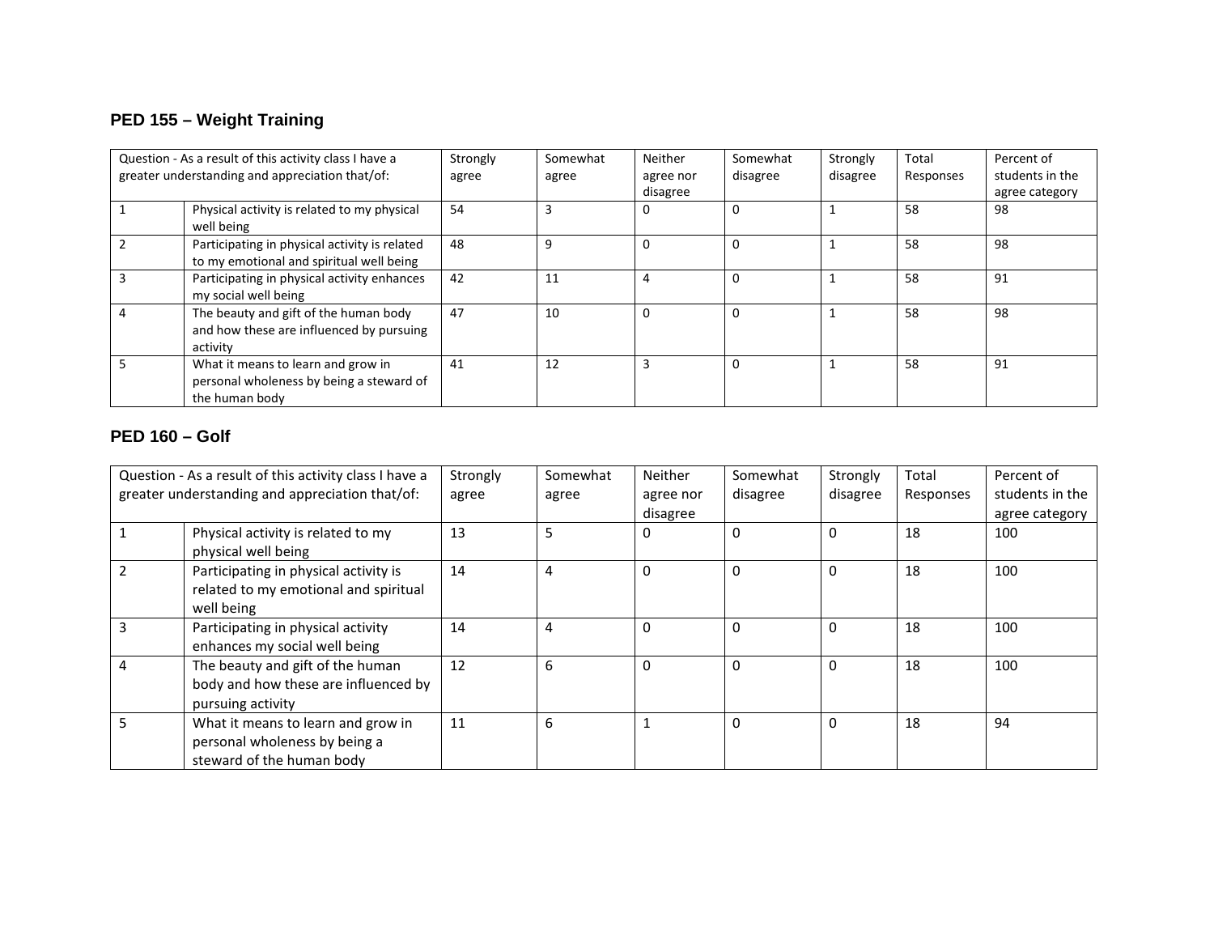## PED 155 – Weight Training

| Question - As a result of this activity class I have a greater understanding and appreciation that/of: | | Strongly agree | Somewhat agree | Neither agree nor disagree | Somewhat disagree | Strongly disagree | Total Responses | Percent of students in the agree category |
|---|---|---|---|---|---|---|---|---|
| 1 | Physical activity is related to my physical well being | 54 | 3 | 0 | 0 | 1 | 58 | 98 |
| 2 | Participating in physical activity is related to my emotional and spiritual well being | 48 | 9 | 0 | 0 | 1 | 58 | 98 |
| 3 | Participating in physical activity enhances my social well being | 42 | 11 | 4 | 0 | 1 | 58 | 91 |
| 4 | The beauty and gift of the human body and how these are influenced by pursuing activity | 47 | 10 | 0 | 0 | 1 | 58 | 98 |
| 5 | What it means to learn and grow in personal wholeness by being a steward of the human body | 41 | 12 | 3 | 0 | 1 | 58 | 91 |

## PED 160 – Golf

| Question - As a result of this activity class I have a greater understanding and appreciation that/of: | | Strongly agree | Somewhat agree | Neither agree nor disagree | Somewhat disagree | Strongly disagree | Total Responses | Percent of students in the agree category |
|---|---|---|---|---|---|---|---|---|
| 1 | Physical activity is related to my physical well being | 13 | 5 | 0 | 0 | 0 | 18 | 100 |
| 2 | Participating in physical activity is related to my emotional and spiritual well being | 14 | 4 | 0 | 0 | 0 | 18 | 100 |
| 3 | Participating in physical activity enhances my social well being | 14 | 4 | 0 | 0 | 0 | 18 | 100 |
| 4 | The beauty and gift of the human body and how these are influenced by pursuing activity | 12 | 6 | 0 | 0 | 0 | 18 | 100 |
| 5 | What it means to learn and grow in personal wholeness by being a steward of the human body | 11 | 6 | 1 | 0 | 0 | 18 | 94 |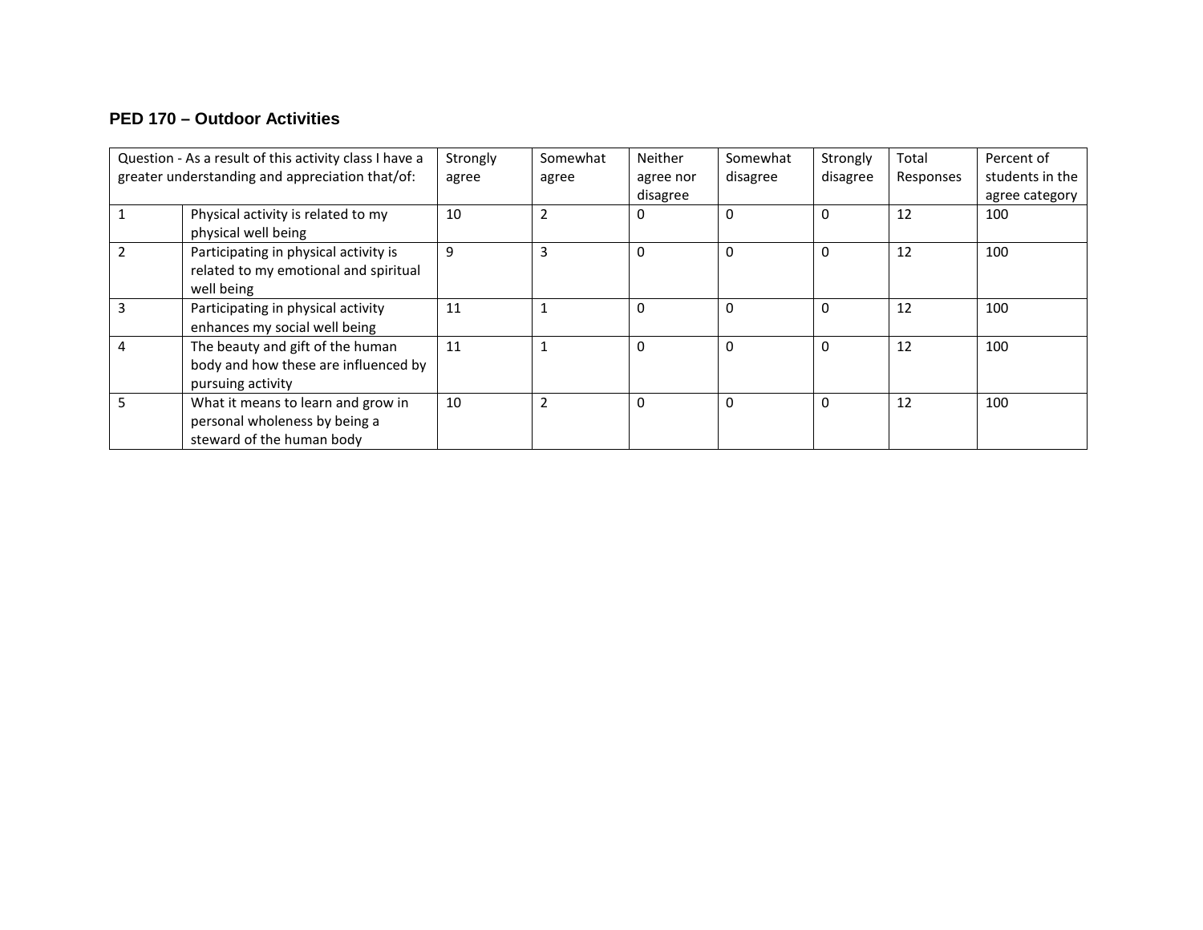### PED 170 – Outdoor Activities

| Question - As a result of this activity class I have a greater understanding and appreciation that/of: | | Strongly agree | Somewhat agree | Neither agree nor disagree | Somewhat disagree | Strongly disagree | Total Responses | Percent of students in the agree category |
|---|---|---|---|---|---|---|---|---|
| 1 | Physical activity is related to my physical well being | 10 | 2 | 0 | 0 | 0 | 12 | 100 |
| 2 | Participating in physical activity is related to my emotional and spiritual well being | 9 | 3 | 0 | 0 | 0 | 12 | 100 |
| 3 | Participating in physical activity enhances my social well being | 11 | 1 | 0 | 0 | 0 | 12 | 100 |
| 4 | The beauty and gift of the human body and how these are influenced by pursuing activity | 11 | 1 | 0 | 0 | 0 | 12 | 100 |
| 5 | What it means to learn and grow in personal wholeness by being a steward of the human body | 10 | 2 | 0 | 0 | 0 | 12 | 100 |